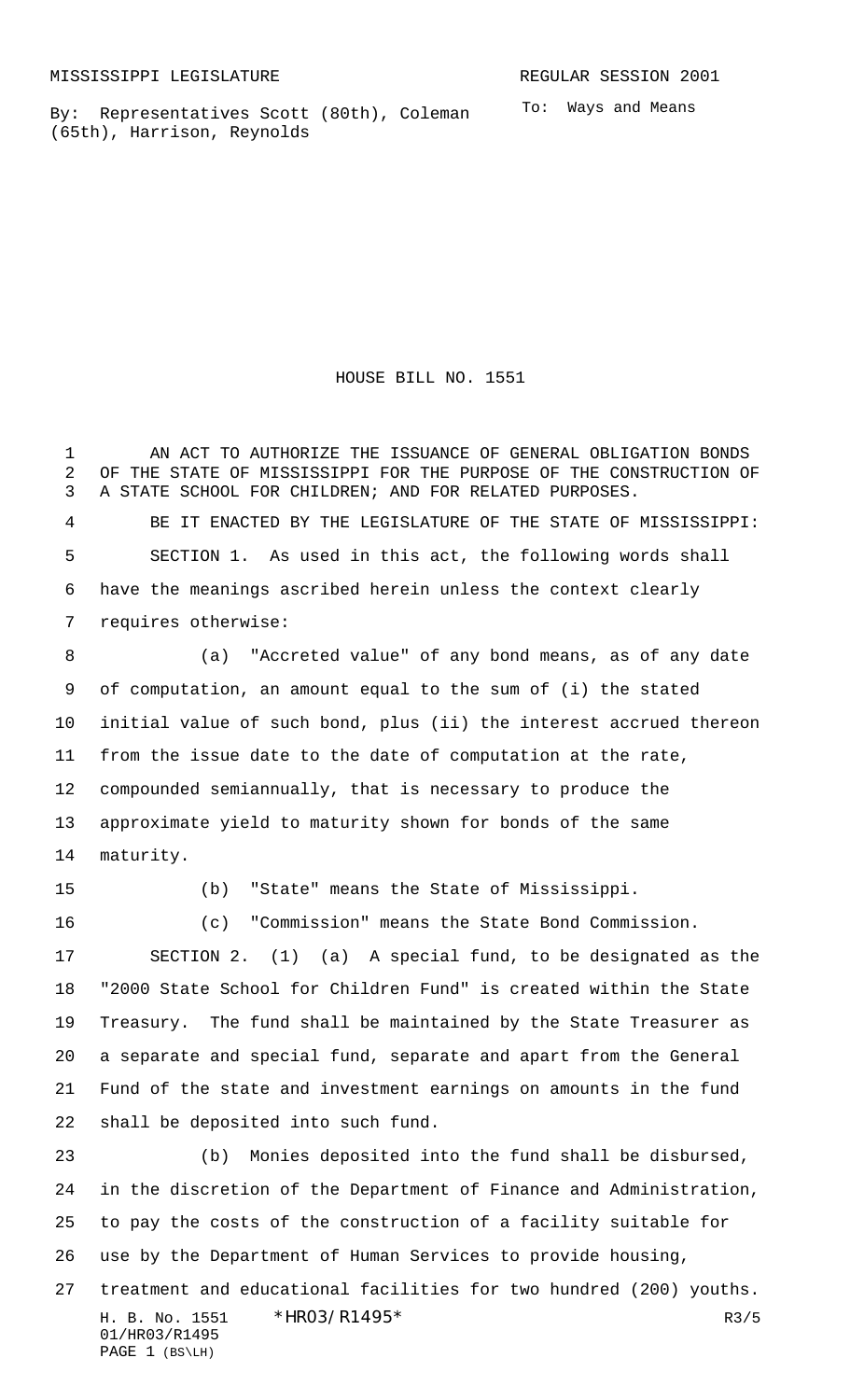MISSISSIPPI LEGISLATURE

REGULAR SESSION 2001

By: Representatives Scott (80th), Coleman (65th), Harrison, Reynolds

To: Ways and Means

# HOUSE BILL NO. 1551

AN ACT TO AUTHORIZE THE ISSUANCE OF GENERAL OBLIGATION BONDS OF THE STATE OF MISSISSIPPI FOR THE PURPOSE OF THE CONSTRUCTION OF A STATE SCHOOL FOR CHILDREN; AND FOR RELATED PURPOSES.

BE IT ENACTED BY THE LEGISLATURE OF THE STATE OF MISSISSIPPI:

SECTION 1. As used in this act, the following words shall have the meanings ascribed herein unless the context clearly requires otherwise:

(a) "Accreted value" of any bond means, as of any date of computation, an amount equal to the sum of (i) the stated initial value of such bond, plus (ii) the interest accrued thereon from the issue date to the date of computation at the rate, compounded semiannually, that is necessary to produce the approximate yield to maturity shown for bonds of the same maturity.

(b) "State" means the State of Mississippi.

(c) "Commission" means the State Bond Commission.

SECTION 2. (1) (a) A special fund, to be designated as the "2000 State School for Children Fund" is created within the State Treasury. The fund shall be maintained by the State Treasurer as a separate and special fund, separate and apart from the General Fund of the state and investment earnings on amounts in the fund shall be deposited into such fund.

(b) Monies deposited into the fund shall be disbursed, in the discretion of the Department of Finance and Administration, to pay the costs of the construction of a facility suitable for use by the Department of Human Services to provide housing, treatment and educational facilities for two hundred (200) youths.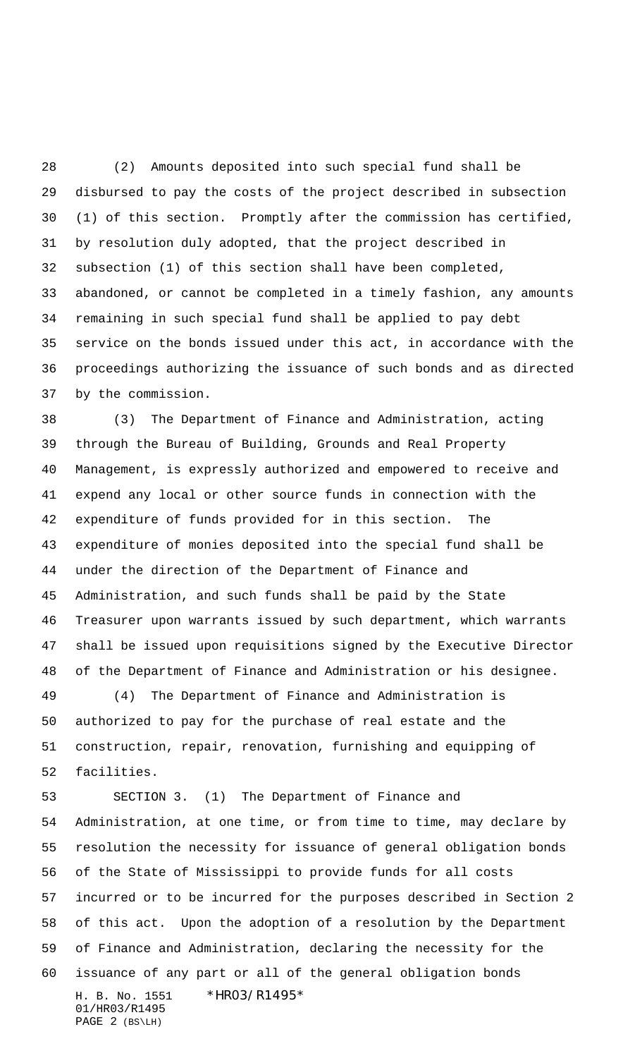(2) Amounts deposited into such special fund shall be disbursed to pay the costs of the project described in subsection (1) of this section. Promptly after the commission has certified, by resolution duly adopted, that the project described in subsection (1) of this section shall have been completed, abandoned, or cannot be completed in a timely fashion, any amounts remaining in such special fund shall be applied to pay debt service on the bonds issued under this act, in accordance with the proceedings authorizing the issuance of such bonds and as directed by the commission.

(3) The Department of Finance and Administration, acting through the Bureau of Building, Grounds and Real Property Management, is expressly authorized and empowered to receive and expend any local or other source funds in connection with the expenditure of funds provided for in this section. The expenditure of monies deposited into the special fund shall be under the direction of the Department of Finance and Administration, and such funds shall be paid by the State Treasurer upon warrants issued by such department, which warrants shall be issued upon requisitions signed by the Executive Director of the Department of Finance and Administration or his designee.

(4) The Department of Finance and Administration is authorized to pay for the purchase of real estate and the construction, repair, renovation, furnishing and equipping of facilities.

SECTION 3. (1) The Department of Finance and Administration, at one time, or from time to time, may declare by resolution the necessity for issuance of general obligation bonds of the State of Mississippi to provide funds for all costs incurred or to be incurred for the purposes described in Section 2 of this act. Upon the adoption of a resolution by the Department of Finance and Administration, declaring the necessity for the issuance of any part or all of the general obligation bonds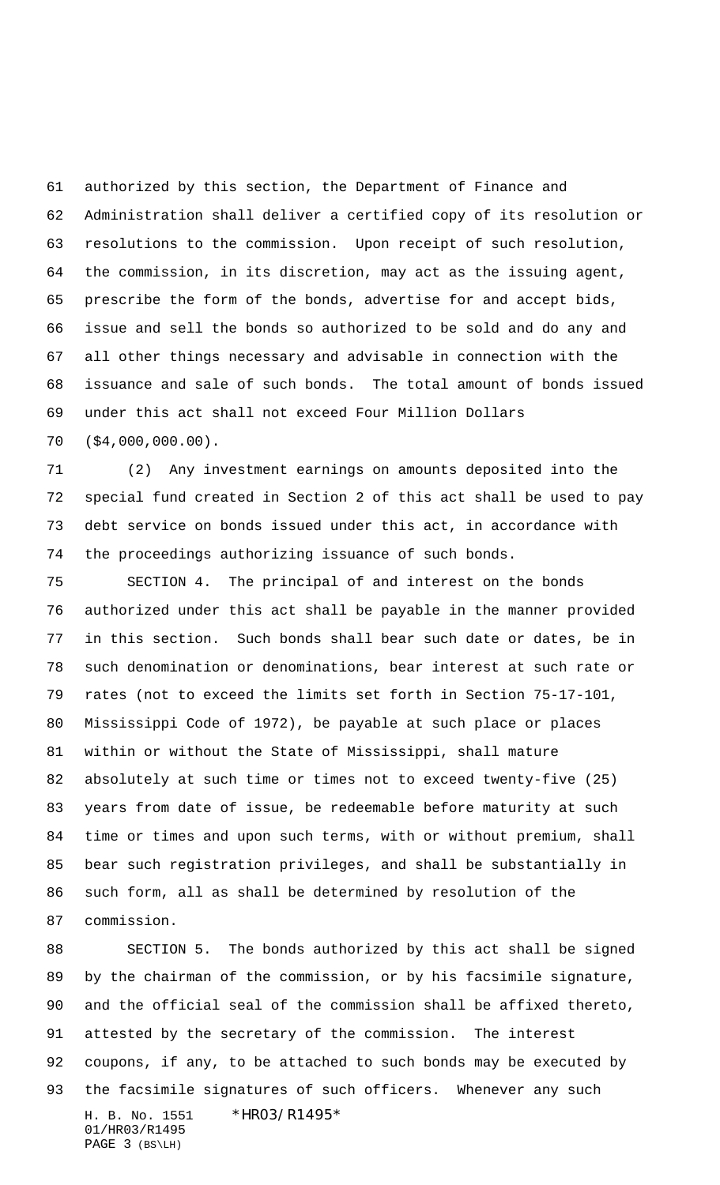authorized by this section, the Department of Finance and Administration shall deliver a certified copy of its resolution or resolutions to the commission. Upon receipt of such resolution, the commission, in its discretion, may act as the issuing agent, prescribe the form of the bonds, advertise for and accept bids, issue and sell the bonds so authorized to be sold and do any and all other things necessary and advisable in connection with the issuance and sale of such bonds. The total amount of bonds issued under this act shall not exceed Four Million Dollars ($4,000,000.00).

(2) Any investment earnings on amounts deposited into the special fund created in Section 2 of this act shall be used to pay debt service on bonds issued under this act, in accordance with the proceedings authorizing issuance of such bonds.

SECTION 4. The principal of and interest on the bonds authorized under this act shall be payable in the manner provided in this section. Such bonds shall bear such date or dates, be in such denomination or denominations, bear interest at such rate or rates (not to exceed the limits set forth in Section 75-17-101, Mississippi Code of 1972), be payable at such place or places within or without the State of Mississippi, shall mature absolutely at such time or times not to exceed twenty-five (25) years from date of issue, be redeemable before maturity at such time or times and upon such terms, with or without premium, shall bear such registration privileges, and shall be substantially in such form, all as shall be determined by resolution of the commission.

SECTION 5. The bonds authorized by this act shall be signed by the chairman of the commission, or by his facsimile signature, and the official seal of the commission shall be affixed thereto, attested by the secretary of the commission. The interest coupons, if any, to be attached to such bonds may be executed by the facsimile signatures of such officers. Whenever any such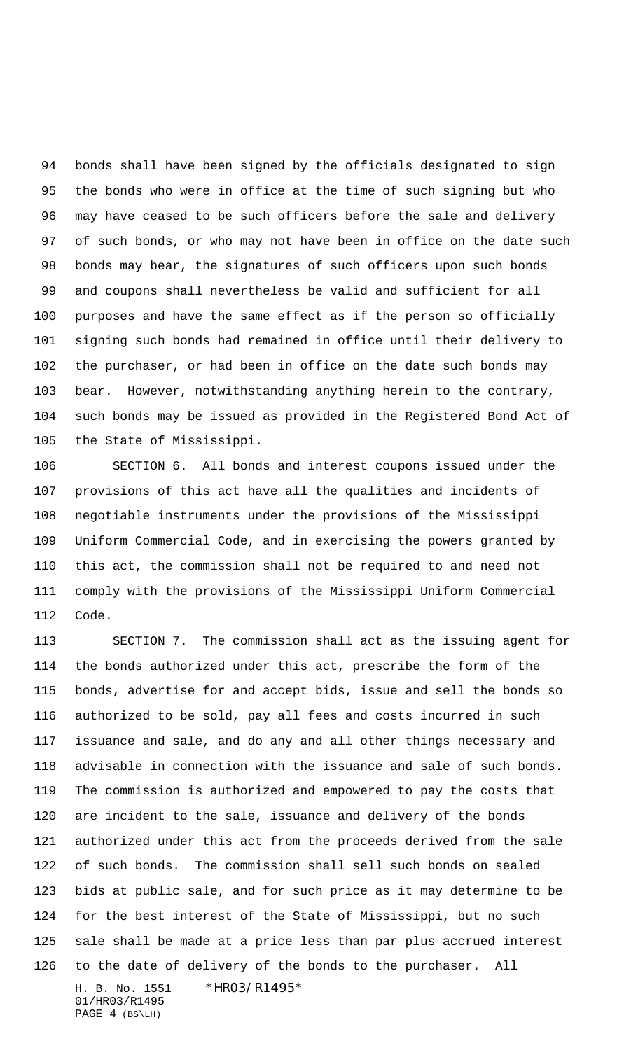bonds shall have been signed by the officials designated to sign the bonds who were in office at the time of such signing but who may have ceased to be such officers before the sale and delivery of such bonds, or who may not have been in office on the date such bonds may bear, the signatures of such officers upon such bonds and coupons shall nevertheless be valid and sufficient for all purposes and have the same effect as if the person so officially signing such bonds had remained in office until their delivery to the purchaser, or had been in office on the date such bonds may bear. However, notwithstanding anything herein to the contrary, such bonds may be issued as provided in the Registered Bond Act of the State of Mississippi.

SECTION 6. All bonds and interest coupons issued under the provisions of this act have all the qualities and incidents of negotiable instruments under the provisions of the Mississippi Uniform Commercial Code, and in exercising the powers granted by this act, the commission shall not be required to and need not comply with the provisions of the Mississippi Uniform Commercial Code.

SECTION 7. The commission shall act as the issuing agent for the bonds authorized under this act, prescribe the form of the bonds, advertise for and accept bids, issue and sell the bonds so authorized to be sold, pay all fees and costs incurred in such issuance and sale, and do any and all other things necessary and advisable in connection with the issuance and sale of such bonds. The commission is authorized and empowered to pay the costs that are incident to the sale, issuance and delivery of the bonds authorized under this act from the proceeds derived from the sale of such bonds. The commission shall sell such bonds on sealed bids at public sale, and for such price as it may determine to be for the best interest of the State of Mississippi, but no such sale shall be made at a price less than par plus accrued interest to the date of delivery of the bonds to the purchaser. All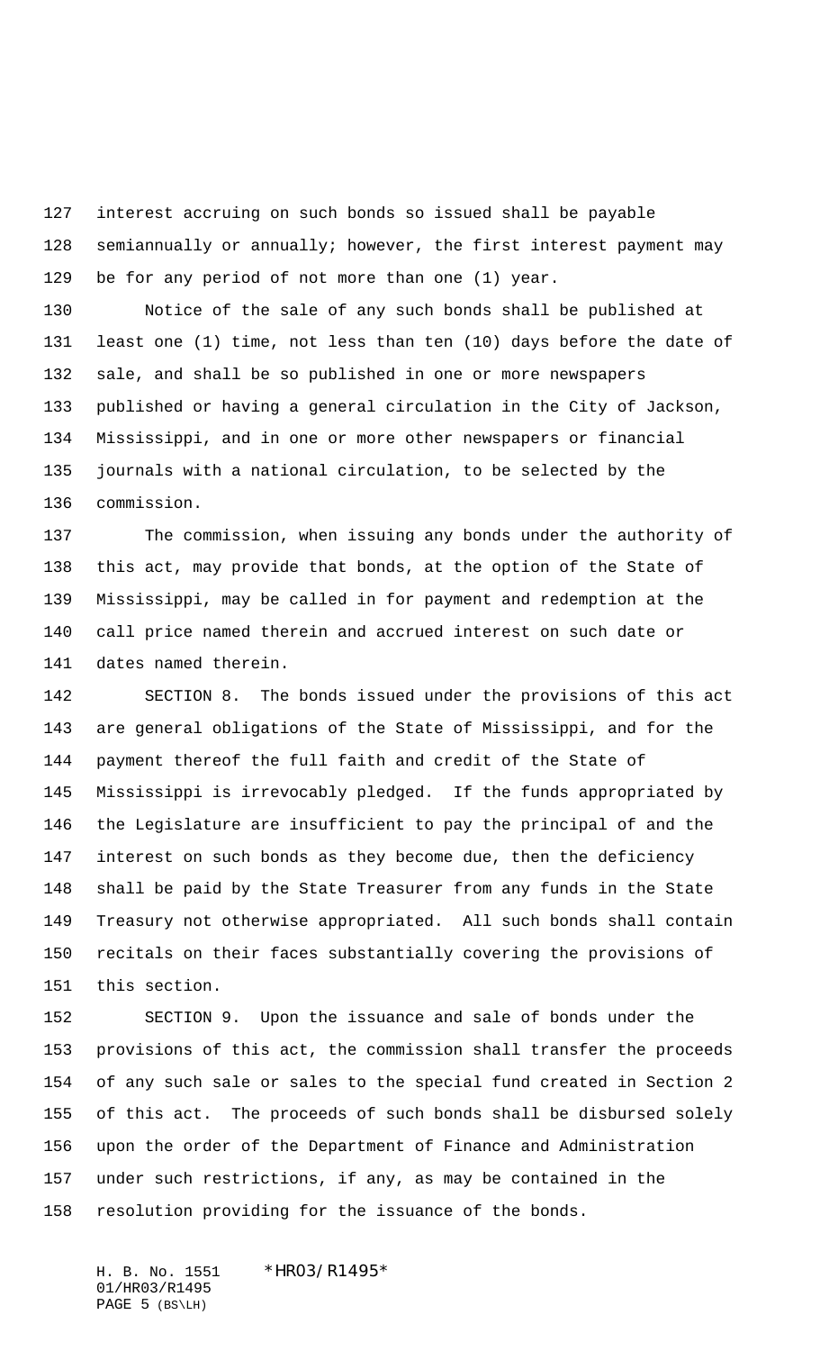interest accruing on such bonds so issued shall be payable semiannually or annually; however, the first interest payment may be for any period of not more than one (1) year.

Notice of the sale of any such bonds shall be published at least one (1) time, not less than ten (10) days before the date of sale, and shall be so published in one or more newspapers published or having a general circulation in the City of Jackson, Mississippi, and in one or more other newspapers or financial journals with a national circulation, to be selected by the commission.

The commission, when issuing any bonds under the authority of this act, may provide that bonds, at the option of the State of Mississippi, may be called in for payment and redemption at the call price named therein and accrued interest on such date or dates named therein.

SECTION 8. The bonds issued under the provisions of this act are general obligations of the State of Mississippi, and for the payment thereof the full faith and credit of the State of Mississippi is irrevocably pledged. If the funds appropriated by the Legislature are insufficient to pay the principal of and the interest on such bonds as they become due, then the deficiency shall be paid by the State Treasurer from any funds in the State Treasury not otherwise appropriated. All such bonds shall contain recitals on their faces substantially covering the provisions of this section.

SECTION 9. Upon the issuance and sale of bonds under the provisions of this act, the commission shall transfer the proceeds of any such sale or sales to the special fund created in Section 2 of this act. The proceeds of such bonds shall be disbursed solely upon the order of the Department of Finance and Administration under such restrictions, if any, as may be contained in the resolution providing for the issuance of the bonds.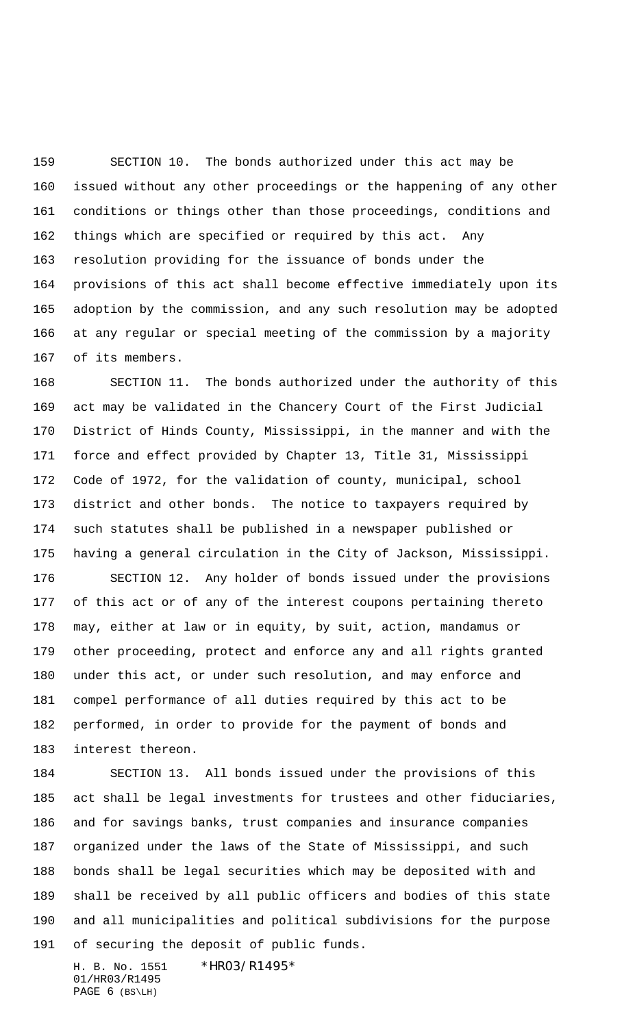SECTION 10. The bonds authorized under this act may be issued without any other proceedings or the happening of any other conditions or things other than those proceedings, conditions and things which are specified or required by this act. Any resolution providing for the issuance of bonds under the provisions of this act shall become effective immediately upon its adoption by the commission, and any such resolution may be adopted at any regular or special meeting of the commission by a majority of its members.

SECTION 11. The bonds authorized under the authority of this act may be validated in the Chancery Court of the First Judicial District of Hinds County, Mississippi, in the manner and with the force and effect provided by Chapter 13, Title 31, Mississippi Code of 1972, for the validation of county, municipal, school district and other bonds. The notice to taxpayers required by such statutes shall be published in a newspaper published or having a general circulation in the City of Jackson, Mississippi.

SECTION 12. Any holder of bonds issued under the provisions of this act or of any of the interest coupons pertaining thereto may, either at law or in equity, by suit, action, mandamus or other proceeding, protect and enforce any and all rights granted under this act, or under such resolution, and may enforce and compel performance of all duties required by this act to be performed, in order to provide for the payment of bonds and interest thereon.

SECTION 13. All bonds issued under the provisions of this act shall be legal investments for trustees and other fiduciaries, and for savings banks, trust companies and insurance companies organized under the laws of the State of Mississippi, and such bonds shall be legal securities which may be deposited with and shall be received by all public officers and bodies of this state and all municipalities and political subdivisions for the purpose of securing the deposit of public funds.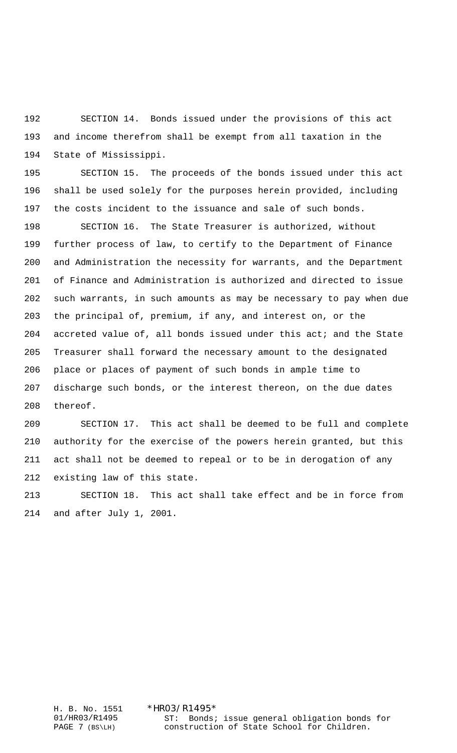SECTION 14. Bonds issued under the provisions of this act and income therefrom shall be exempt from all taxation in the State of Mississippi.

SECTION 15. The proceeds of the bonds issued under this act shall be used solely for the purposes herein provided, including the costs incident to the issuance and sale of such bonds.

SECTION 16. The State Treasurer is authorized, without further process of law, to certify to the Department of Finance and Administration the necessity for warrants, and the Department of Finance and Administration is authorized and directed to issue such warrants, in such amounts as may be necessary to pay when due the principal of, premium, if any, and interest on, or the accreted value of, all bonds issued under this act; and the State Treasurer shall forward the necessary amount to the designated place or places of payment of such bonds in ample time to discharge such bonds, or the interest thereon, on the due dates thereof.

SECTION 17. This act shall be deemed to be full and complete authority for the exercise of the powers herein granted, but this act shall not be deemed to repeal or to be in derogation of any existing law of this state.

SECTION 18. This act shall take effect and be in force from and after July 1, 2001.